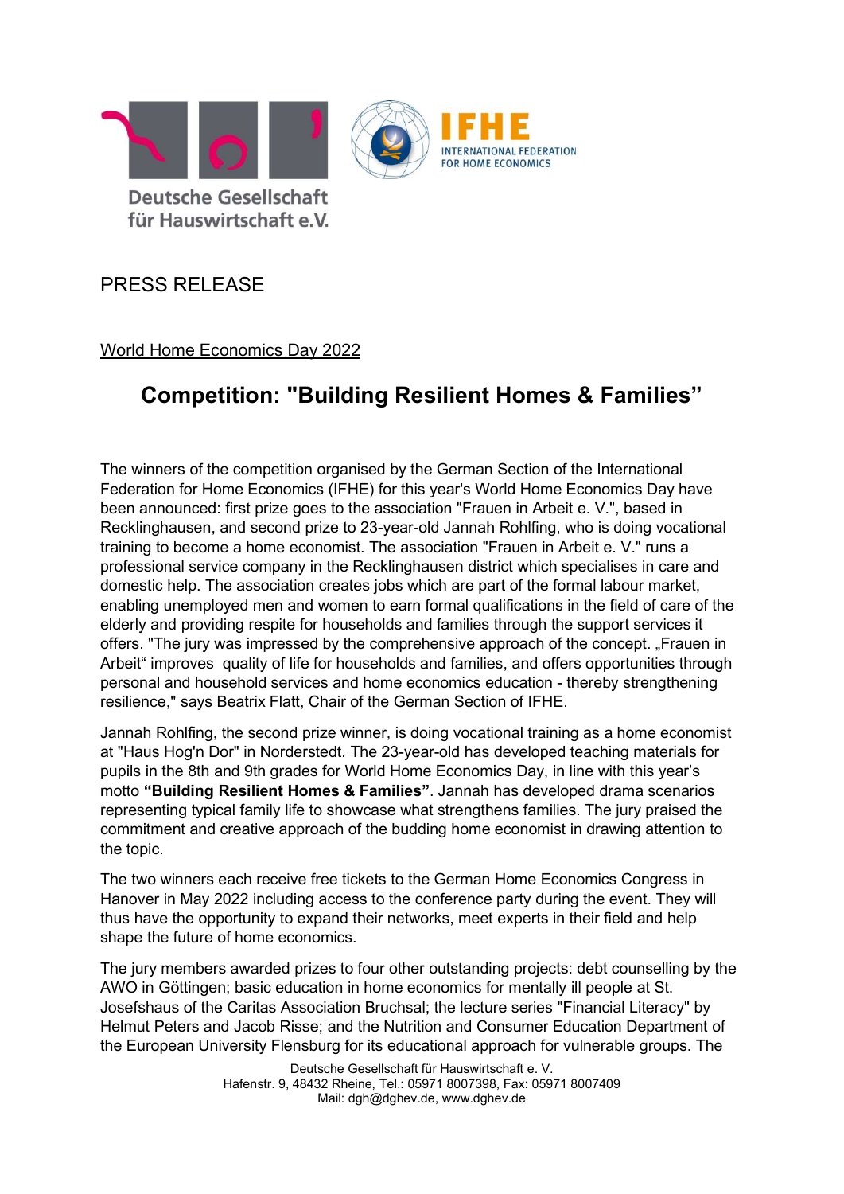Deutsche Gesellschaft für Hauswirtschaft e.V.

IFHE INTERNATIONAL FEDERATION FOR HOME ECONOMICS

PRESS RELEASE

World Home Economics Day 2022

# Competition: "Building Resilient Homes & Families"

The winners of the competition organised by the German Section of the International Federation for Home Economics (IFHE) for this year's World Home Economics Day have been announced: first prize goes to the association "Frauen in Arbeit e. V.", based in Recklinghausen, and second prize to 23-year-old Jannah Rohlfing, who is doing vocational training to become a home economist. The association "Frauen in Arbeit e. V." runs a professional service company in the Recklinghausen district which specialises in care and domestic help. The association creates jobs which are part of the formal labour market, enabling unemployed men and women to earn formal qualifications in the field of care of the elderly and providing respite for households and families through the support services it offers. "The jury was impressed by the comprehensive approach of the concept. „Frauen in Arbeit“ improves quality of life for households and families, and offers opportunities through personal and household services and home economics education - thereby strengthening resilience," says Beatrix Flatt, Chair of the German Section of IFHE.

Jannah Rohlfing, the second prize winner, is doing vocational training as a home economist at "Haus Hog'n Dor" in Norderstedt. The 23-year-old has developed teaching materials for pupils in the 8th and 9th grades for World Home Economics Day, in line with this year's motto **"Building Resilient Homes & Families"**. Jannah has developed drama scenarios representing typical family life to showcase what strengthens families. The jury praised the commitment and creative approach of the budding home economist in drawing attention to the topic.

The two winners each receive free tickets to the German Home Economics Congress in Hanover in May 2022 including access to the conference party during the event. They will thus have the opportunity to expand their networks, meet experts in their field and help shape the future of home economics.

The jury members awarded prizes to four other outstanding projects: debt counselling by the AWO in Göttingen; basic education in home economics for mentally ill people at St. Josefshaus of the Caritas Association Bruchsal; the lecture series "Financial Literacy" by Helmut Peters and Jacob Risse; and the Nutrition and Consumer Education Department of the European University Flensburg for its educational approach for vulnerable groups. The

Deutsche Gesellschaft für Hauswirtschaft e. V.
Hafenstr. 9, 48432 Rheine, Tel.: 05971 8007398, Fax: 05971 8007409
Mail: dgh@dghev.de, www.dghev.de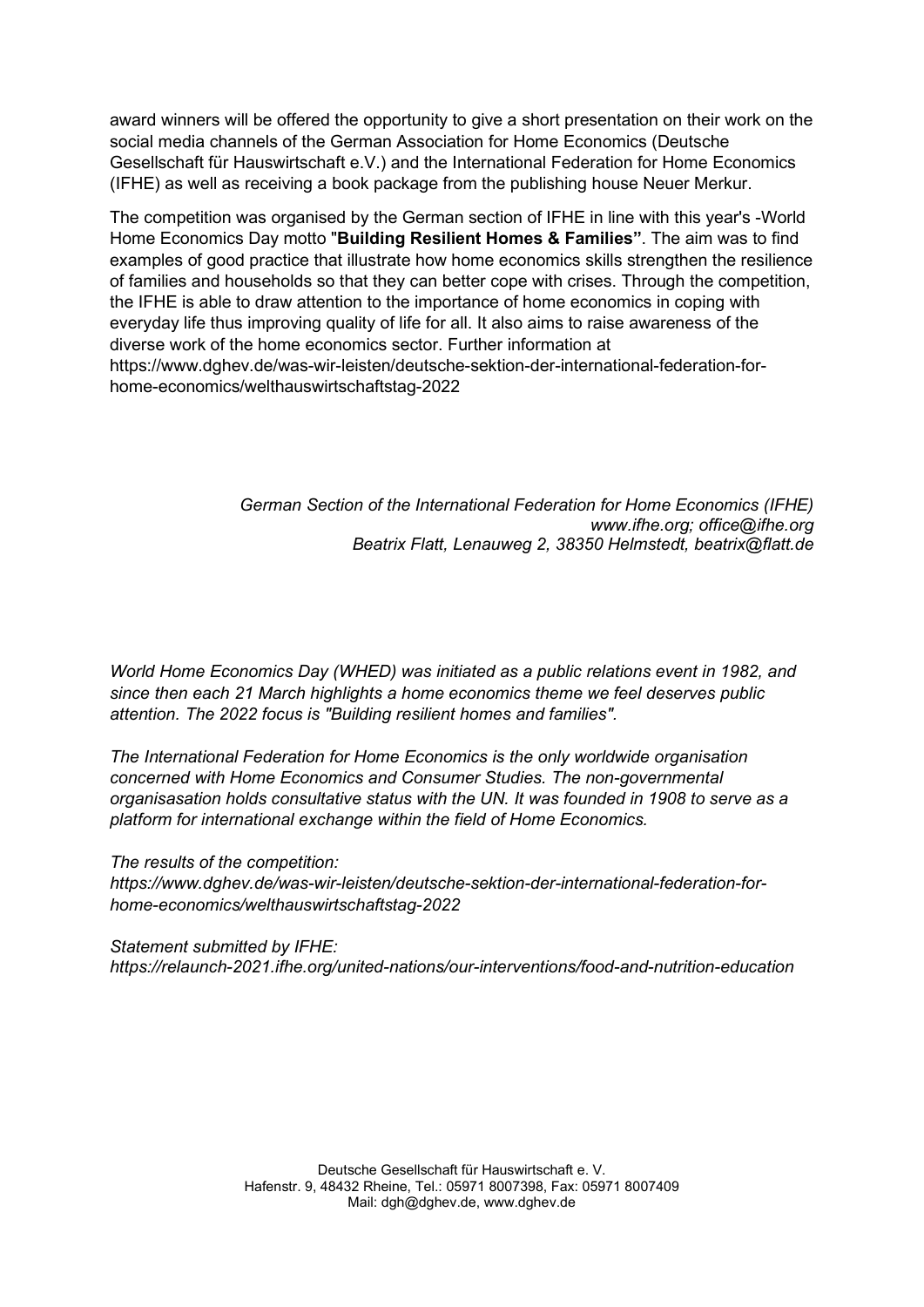award winners will be offered the opportunity to give a short presentation on their work on the social media channels of the German Association for Home Economics (Deutsche Gesellschaft für Hauswirtschaft e.V.) and the International Federation for Home Economics (IFHE) as well as receiving a book package from the publishing house Neuer Merkur.

The competition was organised by the German section of IFHE in line with this year's -World Home Economics Day motto "**Building Resilient Homes & Families"**. The aim was to find examples of good practice that illustrate how home economics skills strengthen the resilience of families and households so that they can better cope with crises. Through the competition, the IFHE is able to draw attention to the importance of home economics in coping with everyday life thus improving quality of life for all. It also aims to raise awareness of the diverse work of the home economics sector. Further information at https://www.dghev.de/was-wir-leisten/deutsche-sektion-der-international-federation-for-home-economics/welthauswirtschaftstag-2022

*German Section of the International Federation for Home Economics (IFHE)*
*www.ifhe.org; office@ifhe.org*
*Beatrix Flatt, Lenauweg 2, 38350 Helmstedt, beatrix@flatt.de*

*World Home Economics Day (WHED) was initiated as a public relations event in 1982, and since then each 21 March highlights a home economics theme we feel deserves public attention. The 2022 focus is "Building resilient homes and families".*

*The International Federation for Home Economics is the only worldwide organisation concerned with Home Economics and Consumer Studies. The non-governmental organisasation holds consultative status with the UN. It was founded in 1908 to serve as a platform for international exchange within the field of Home Economics.*

*The results of the competition:*
*https://www.dghev.de/was-wir-leisten/deutsche-sektion-der-international-federation-for-home-economics/welthauswirtschaftstag-2022*

*Statement submitted by IFHE:*
*https://relaunch-2021.ifhe.org/united-nations/our-interventions/food-and-nutrition-education*

Deutsche Gesellschaft für Hauswirtschaft e. V.
Hafenstr. 9, 48432 Rheine, Tel.: 05971 8007398, Fax: 05971 8007409
Mail: dgh@dghev.de, www.dghev.de